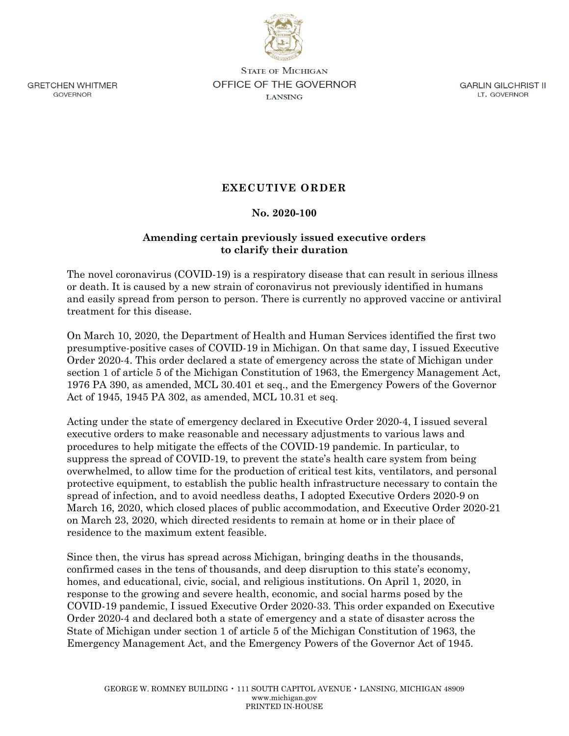STATE OF MICHIGAN
OFFICE OF THE GOVERNOR
LANSING

GRETCHEN WHITMER
GOVERNOR

GARLIN GILCHRIST II
LT. GOVERNOR

# EXECUTIVE ORDER

## No. 2020-100

### Amending certain previously issued executive orders to clarify their duration

The novel coronavirus (COVID-19) is a respiratory disease that can result in serious illness or death. It is caused by a new strain of coronavirus not previously identified in humans and easily spread from person to person. There is currently no approved vaccine or antiviral treatment for this disease.

On March 10, 2020, the Department of Health and Human Services identified the first two presumptive-positive cases of COVID-19 in Michigan. On that same day, I issued Executive Order 2020-4. This order declared a state of emergency across the state of Michigan under section 1 of article 5 of the Michigan Constitution of 1963, the Emergency Management Act, 1976 PA 390, as amended, MCL 30.401 et seq., and the Emergency Powers of the Governor Act of 1945, 1945 PA 302, as amended, MCL 10.31 et seq.

Acting under the state of emergency declared in Executive Order 2020-4, I issued several executive orders to make reasonable and necessary adjustments to various laws and procedures to help mitigate the effects of the COVID-19 pandemic. In particular, to suppress the spread of COVID-19, to prevent the state's health care system from being overwhelmed, to allow time for the production of critical test kits, ventilators, and personal protective equipment, to establish the public health infrastructure necessary to contain the spread of infection, and to avoid needless deaths, I adopted Executive Orders 2020-9 on March 16, 2020, which closed places of public accommodation, and Executive Order 2020-21 on March 23, 2020, which directed residents to remain at home or in their place of residence to the maximum extent feasible.

Since then, the virus has spread across Michigan, bringing deaths in the thousands, confirmed cases in the tens of thousands, and deep disruption to this state's economy, homes, and educational, civic, social, and religious institutions. On April 1, 2020, in response to the growing and severe health, economic, and social harms posed by the COVID-19 pandemic, I issued Executive Order 2020-33. This order expanded on Executive Order 2020-4 and declared both a state of emergency and a state of disaster across the State of Michigan under section 1 of article 5 of the Michigan Constitution of 1963, the Emergency Management Act, and the Emergency Powers of the Governor Act of 1945.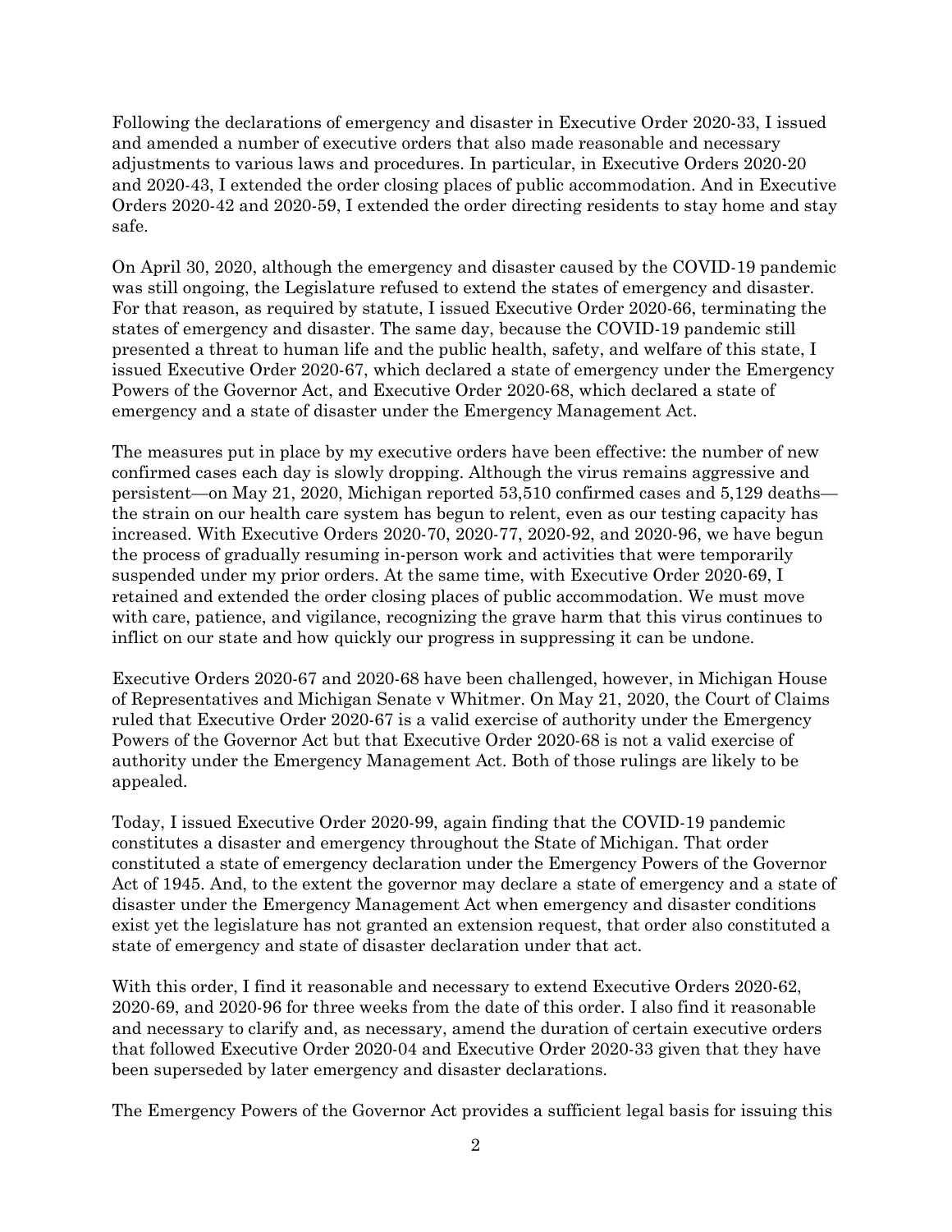Following the declarations of emergency and disaster in Executive Order 2020-33, I issued and amended a number of executive orders that also made reasonable and necessary adjustments to various laws and procedures. In particular, in Executive Orders 2020-20 and 2020-43, I extended the order closing places of public accommodation. And in Executive Orders 2020-42 and 2020-59, I extended the order directing residents to stay home and stay safe.

On April 30, 2020, although the emergency and disaster caused by the COVID-19 pandemic was still ongoing, the Legislature refused to extend the states of emergency and disaster. For that reason, as required by statute, I issued Executive Order 2020-66, terminating the states of emergency and disaster. The same day, because the COVID-19 pandemic still presented a threat to human life and the public health, safety, and welfare of this state, I issued Executive Order 2020-67, which declared a state of emergency under the Emergency Powers of the Governor Act, and Executive Order 2020-68, which declared a state of emergency and a state of disaster under the Emergency Management Act.

The measures put in place by my executive orders have been effective: the number of new confirmed cases each day is slowly dropping. Although the virus remains aggressive and persistent—on May 21, 2020, Michigan reported 53,510 confirmed cases and 5,129 deaths—the strain on our health care system has begun to relent, even as our testing capacity has increased. With Executive Orders 2020-70, 2020-77, 2020-92, and 2020-96, we have begun the process of gradually resuming in-person work and activities that were temporarily suspended under my prior orders. At the same time, with Executive Order 2020-69, I retained and extended the order closing places of public accommodation. We must move with care, patience, and vigilance, recognizing the grave harm that this virus continues to inflict on our state and how quickly our progress in suppressing it can be undone.

Executive Orders 2020-67 and 2020-68 have been challenged, however, in Michigan House of Representatives and Michigan Senate v Whitmer. On May 21, 2020, the Court of Claims ruled that Executive Order 2020-67 is a valid exercise of authority under the Emergency Powers of the Governor Act but that Executive Order 2020-68 is not a valid exercise of authority under the Emergency Management Act. Both of those rulings are likely to be appealed.

Today, I issued Executive Order 2020-99, again finding that the COVID-19 pandemic constitutes a disaster and emergency throughout the State of Michigan. That order constituted a state of emergency declaration under the Emergency Powers of the Governor Act of 1945. And, to the extent the governor may declare a state of emergency and a state of disaster under the Emergency Management Act when emergency and disaster conditions exist yet the legislature has not granted an extension request, that order also constituted a state of emergency and state of disaster declaration under that act.

With this order, I find it reasonable and necessary to extend Executive Orders 2020-62, 2020-69, and 2020-96 for three weeks from the date of this order. I also find it reasonable and necessary to clarify and, as necessary, amend the duration of certain executive orders that followed Executive Order 2020-04 and Executive Order 2020-33 given that they have been superseded by later emergency and disaster declarations.

The Emergency Powers of the Governor Act provides a sufficient legal basis for issuing this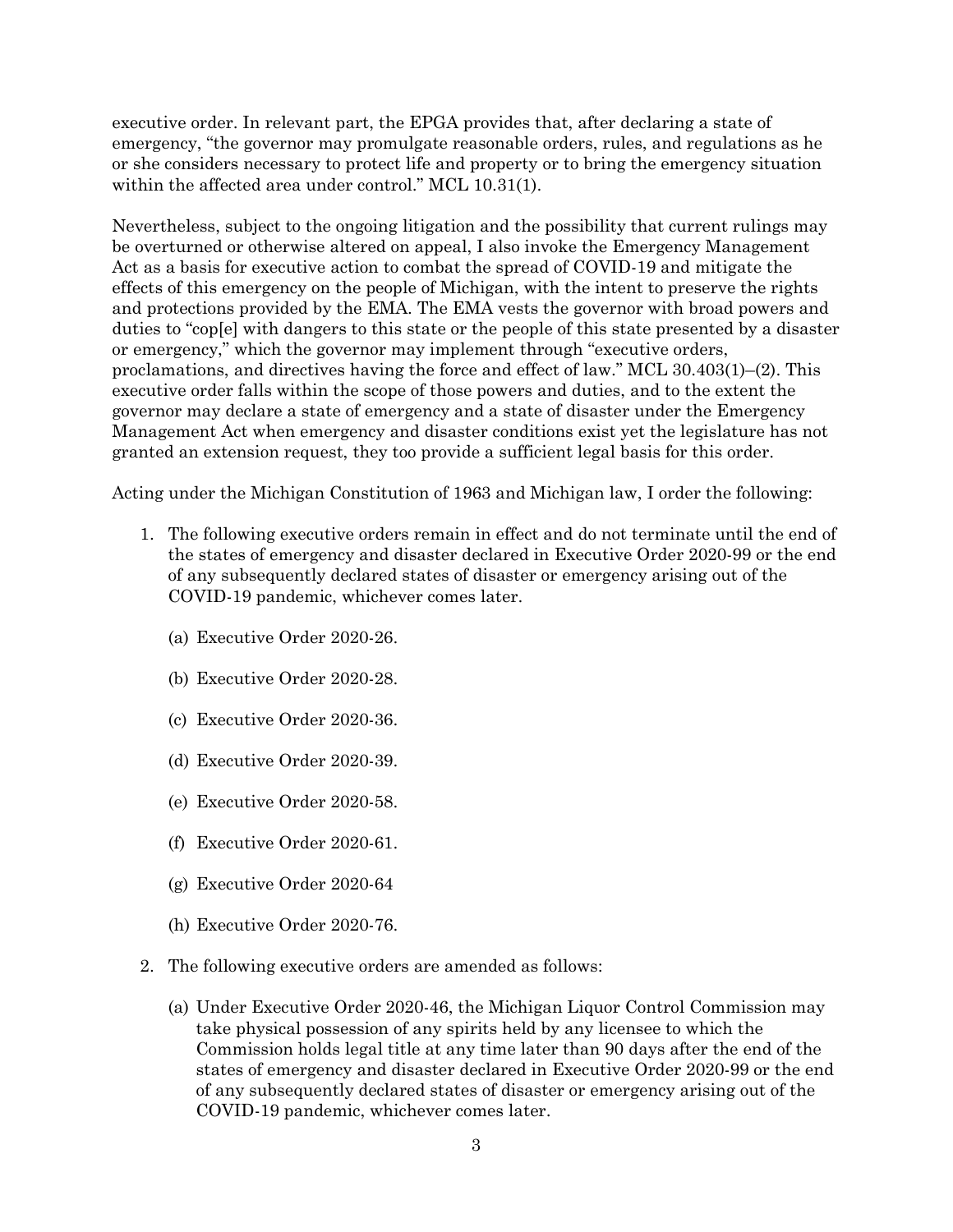executive order. In relevant part, the EPGA provides that, after declaring a state of emergency, "the governor may promulgate reasonable orders, rules, and regulations as he or she considers necessary to protect life and property or to bring the emergency situation within the affected area under control." MCL 10.31(1).

Nevertheless, subject to the ongoing litigation and the possibility that current rulings may be overturned or otherwise altered on appeal, I also invoke the Emergency Management Act as a basis for executive action to combat the spread of COVID-19 and mitigate the effects of this emergency on the people of Michigan, with the intent to preserve the rights and protections provided by the EMA. The EMA vests the governor with broad powers and duties to "cop[e] with dangers to this state or the people of this state presented by a disaster or emergency," which the governor may implement through "executive orders, proclamations, and directives having the force and effect of law." MCL 30.403(1)–(2). This executive order falls within the scope of those powers and duties, and to the extent the governor may declare a state of emergency and a state of disaster under the Emergency Management Act when emergency and disaster conditions exist yet the legislature has not granted an extension request, they too provide a sufficient legal basis for this order.

Acting under the Michigan Constitution of 1963 and Michigan law, I order the following:

1. The following executive orders remain in effect and do not terminate until the end of the states of emergency and disaster declared in Executive Order 2020-99 or the end of any subsequently declared states of disaster or emergency arising out of the COVID-19 pandemic, whichever comes later.

   (a) Executive Order 2020-26.

   (b) Executive Order 2020-28.

   (c) Executive Order 2020-36.

   (d) Executive Order 2020-39.

   (e) Executive Order 2020-58.

   (f) Executive Order 2020-61.

   (g) Executive Order 2020-64

   (h) Executive Order 2020-76.

2. The following executive orders are amended as follows:

   (a) Under Executive Order 2020-46, the Michigan Liquor Control Commission may take physical possession of any spirits held by any licensee to which the Commission holds legal title at any time later than 90 days after the end of the states of emergency and disaster declared in Executive Order 2020-99 or the end of any subsequently declared states of disaster or emergency arising out of the COVID-19 pandemic, whichever comes later.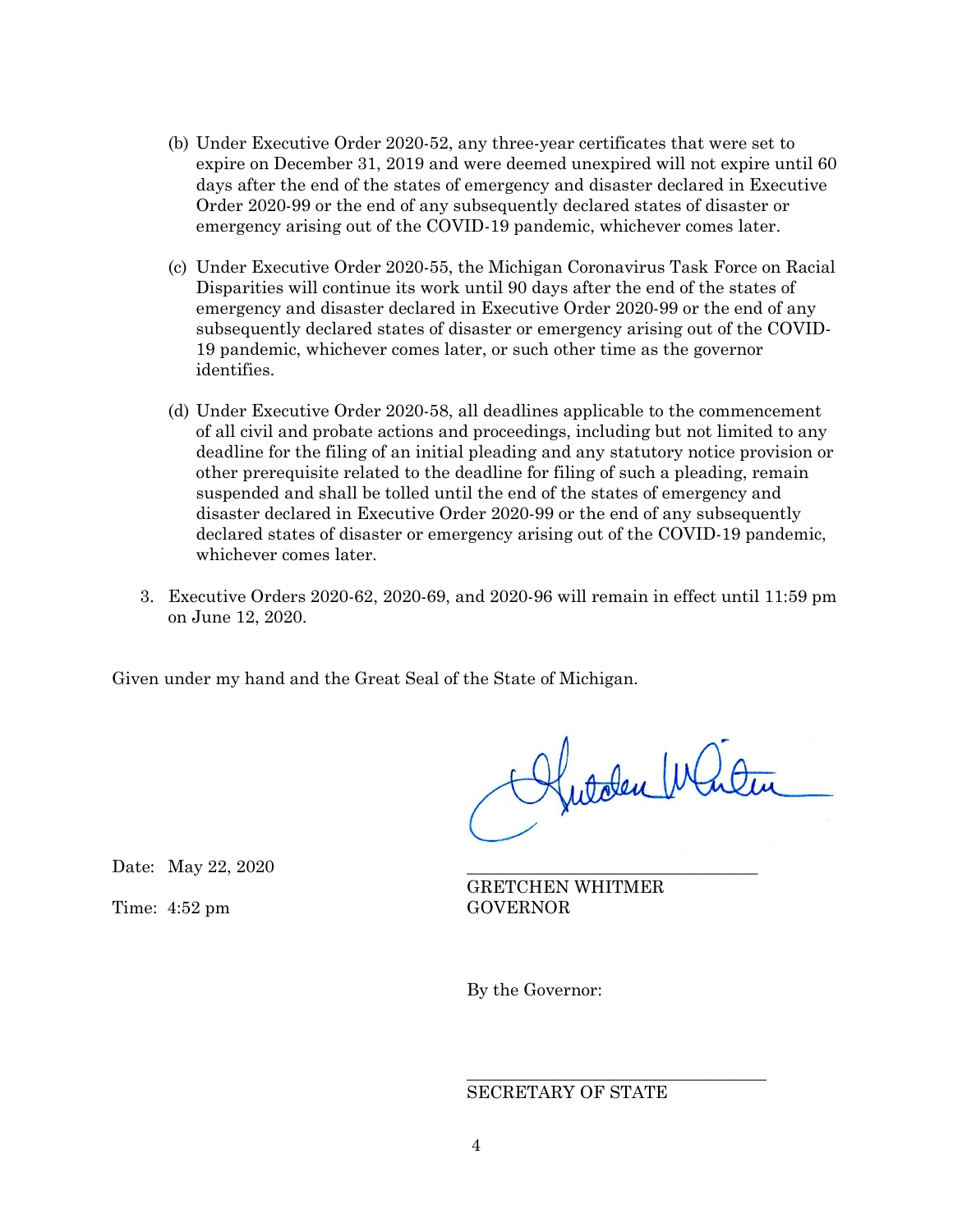(b) Under Executive Order 2020-52, any three-year certificates that were set to expire on December 31, 2019 and were deemed unexpired will not expire until 60 days after the end of the states of emergency and disaster declared in Executive Order 2020-99 or the end of any subsequently declared states of disaster or emergency arising out of the COVID-19 pandemic, whichever comes later.

(c) Under Executive Order 2020-55, the Michigan Coronavirus Task Force on Racial Disparities will continue its work until 90 days after the end of the states of emergency and disaster declared in Executive Order 2020-99 or the end of any subsequently declared states of disaster or emergency arising out of the COVID-19 pandemic, whichever comes later, or such other time as the governor identifies.

(d) Under Executive Order 2020-58, all deadlines applicable to the commencement of all civil and probate actions and proceedings, including but not limited to any deadline for the filing of an initial pleading and any statutory notice provision or other prerequisite related to the deadline for filing of such a pleading, remain suspended and shall be tolled until the end of the states of emergency and disaster declared in Executive Order 2020-99 or the end of any subsequently declared states of disaster or emergency arising out of the COVID-19 pandemic, whichever comes later.

3. Executive Orders 2020-62, 2020-69, and 2020-96 will remain in effect until 11:59 pm on June 12, 2020.

Given under my hand and the Great Seal of the State of Michigan.

Date: May 22, 2020

Time: 4:52 pm

GRETCHEN WHITMER
GOVERNOR

By the Governor:

SECRETARY OF STATE